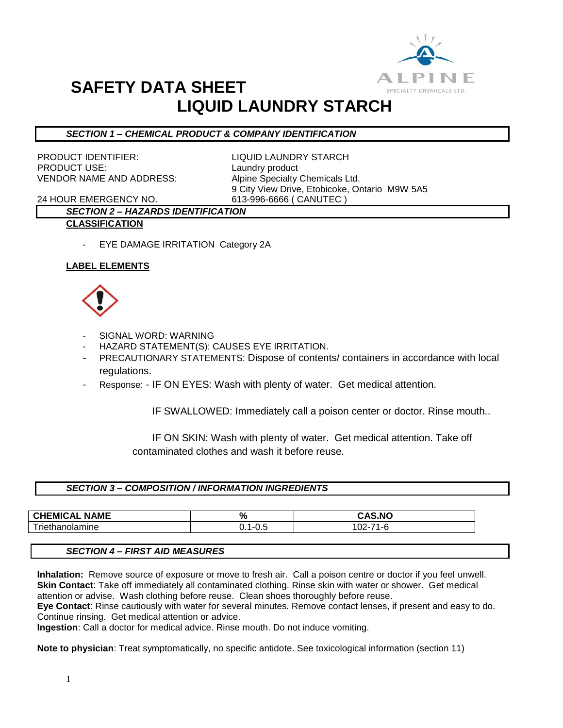# SAFETY DATA SHEET

# LIQUID LAUNDRY STARCH

## SECTION 1 – CHEMICAL PRODUCT & COMPANY IDENTIFICATION

| | |
|---|---|
| PRODUCT IDENTIFIER: | LIQUID LAUNDRY STARCH |
| PRODUCT USE: | Laundry product |
| VENDOR NAME AND ADDRESS: | Alpine Specialty Chemicals Ltd.<br>9 City View Drive, Etobicoke, Ontario M9W 5A5 |
| 24 HOUR EMERGENCY NO. | 613-996-6666 ( CANUTEC ) |

## SECTION 2 – HAZARDS IDENTIFICATION

**CLASSIFICATION**

- EYE DAMAGE IRRITATION Category 2A

**LABEL ELEMENTS**

- SIGNAL WORD: WARNING
- HAZARD STATEMENT(S): CAUSES EYE IRRITATION.
- PRECAUTIONARY STATEMENTS: Dispose of contents/ containers in accordance with local regulations.
- Response: - IF ON EYES: Wash with plenty of water. Get medical attention.

  IF SWALLOWED: Immediately call a poison center or doctor. Rinse mouth..

  IF ON SKIN: Wash with plenty of water. Get medical attention. Take off contaminated clothes and wash it before reuse.

## SECTION 3 – COMPOSITION / INFORMATION INGREDIENTS

| CHEMICAL NAME | % | CAS.NO |
|---|---|---|
| Triethanolamine | 0.1-0.5 | 102-71-6 |

## SECTION 4 – FIRST AID MEASURES

**Inhalation:** Remove source of exposure or move to fresh air. Call a poison centre or doctor if you feel unwell.
**Skin Contact**: Take off immediately all contaminated clothing. Rinse skin with water or shower. Get medical attention or advise. Wash clothing before reuse. Clean shoes thoroughly before reuse.
**Eye Contact**: Rinse cautiously with water for several minutes. Remove contact lenses, if present and easy to do. Continue rinsing. Get medical attention or advice.
**Ingestion**: Call a doctor for medical advice. Rinse mouth. Do not induce vomiting.

**Note to physician**: Treat symptomatically, no specific antidote. See toxicological information (section 11)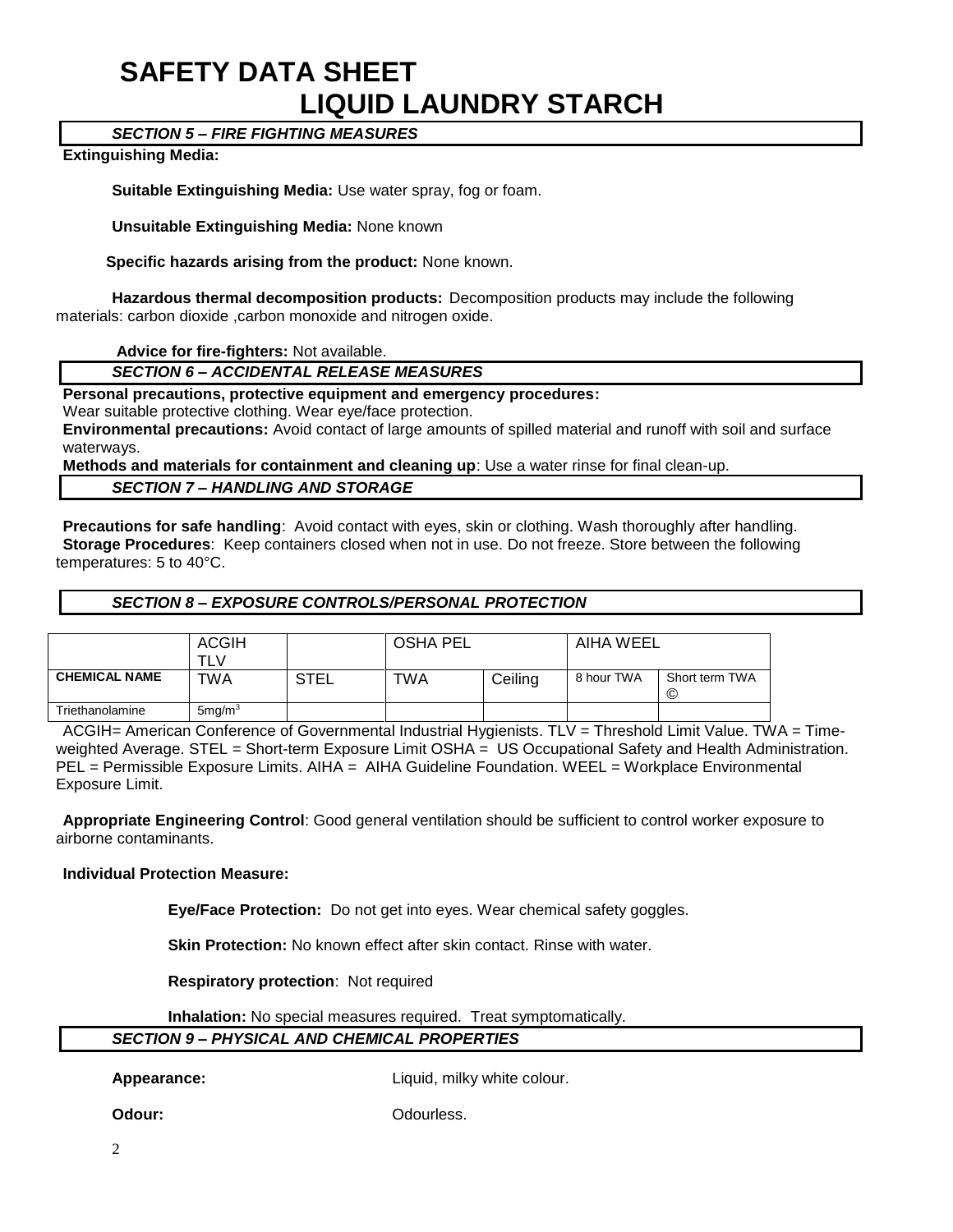# SAFETY DATA SHEET
# LIQUID LAUNDRY STARCH

## *SECTION 5 – FIRE FIGHTING MEASURES*

**Extinguishing Media:**

**Suitable Extinguishing Media:** Use water spray, fog or foam.

**Unsuitable Extinguishing Media:** None known

**Specific hazards arising from the product:** None known.

**Hazardous thermal decomposition products:** Decomposition products may include the following materials: carbon dioxide ,carbon monoxide and nitrogen oxide.

**Advice for fire-fighters:** Not available.

## *SECTION 6 – ACCIDENTAL RELEASE MEASURES*

**Personal precautions, protective equipment and emergency procedures:**
Wear suitable protective clothing. Wear eye/face protection.

**Environmental precautions:** Avoid contact of large amounts of spilled material and runoff with soil and surface waterways.

**Methods and materials for containment and cleaning up**: Use a water rinse for final clean-up.

## *SECTION 7 – HANDLING AND STORAGE*

**Precautions for safe handling**: Avoid contact with eyes, skin or clothing. Wash thoroughly after handling.
**Storage Procedures**: Keep containers closed when not in use. Do not freeze. Store between the following temperatures: 5 to 40°C.

## *SECTION 8 – EXPOSURE CONTROLS/PERSONAL PROTECTION*

| | ACGIH TLV | | OSHA PEL | | AIHA WEEL | |
|---|---|---|---|---|---|---|
| **CHEMICAL NAME** | TWA | STEL | TWA | Ceiling | 8 hour TWA | Short term TWA © |
| Triethanolamine | 5mg/m$^3$ | | | | | |

ACGIH= American Conference of Governmental Industrial Hygienists. TLV = Threshold Limit Value. TWA = Time-weighted Average. STEL = Short-term Exposure Limit OSHA = US Occupational Safety and Health Administration. PEL = Permissible Exposure Limits. AIHA = AIHA Guideline Foundation. WEEL = Workplace Environmental Exposure Limit.

**Appropriate Engineering Control**: Good general ventilation should be sufficient to control worker exposure to airborne contaminants.

**Individual Protection Measure:**

**Eye/Face Protection:** Do not get into eyes. Wear chemical safety goggles.

**Skin Protection:** No known effect after skin contact. Rinse with water.

**Respiratory protection**: Not required

**Inhalation:** No special measures required. Treat symptomatically.

## *SECTION 9 – PHYSICAL AND CHEMICAL PROPERTIES*

**Appearance:** Liquid, milky white colour.

**Odour:** Odourless.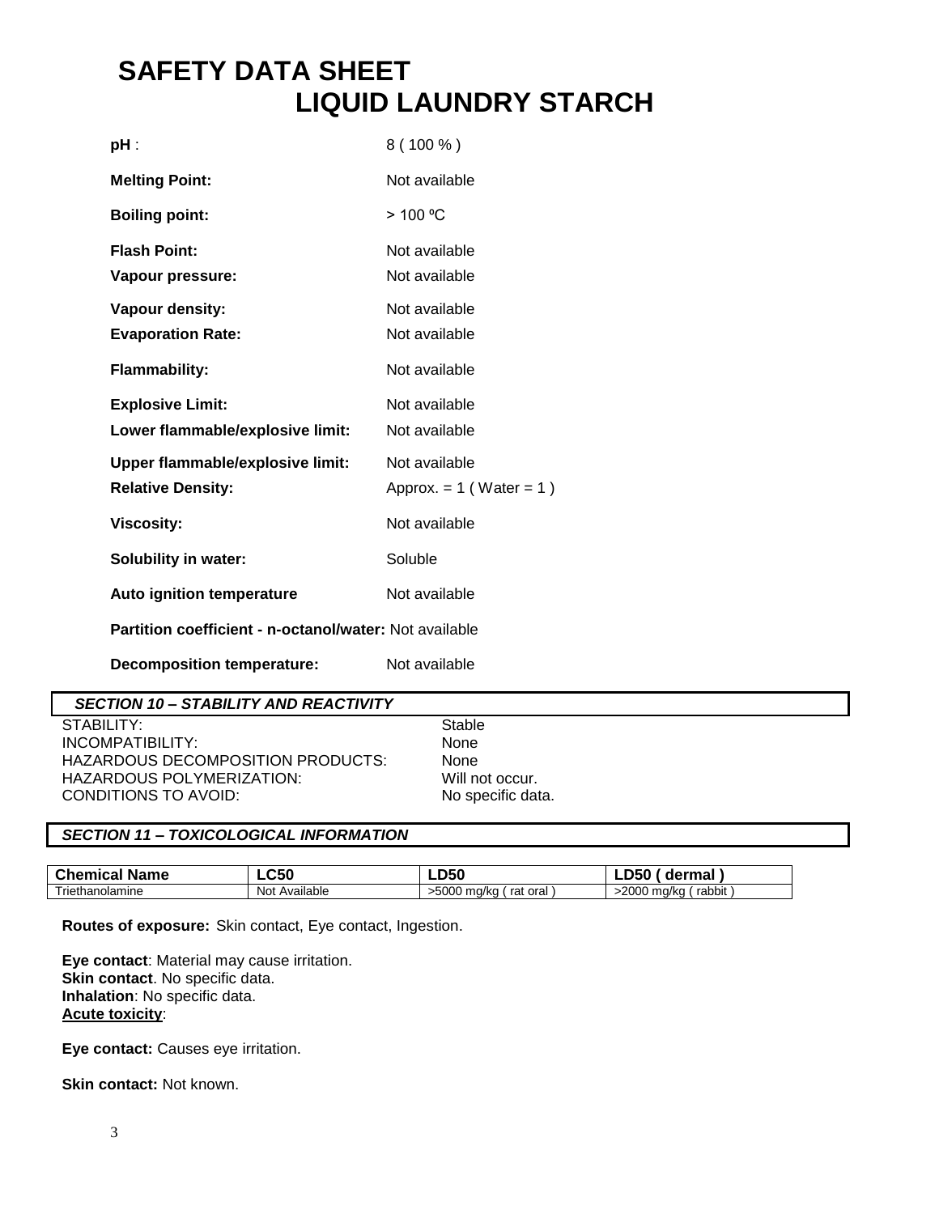# SAFETY DATA SHEET
# LIQUID LAUNDRY STARCH

**pH** : 8 ( 100 % )

**Melting Point:** Not available

**Boiling point:** > 100 ºC

**Flash Point:** Not available

**Vapour pressure:** Not available

**Vapour density:** Not available

**Evaporation Rate:** Not available

**Flammability:** Not available

**Explosive Limit:** Not available

**Lower flammable/explosive limit:** Not available

**Upper flammable/explosive limit:** Not available

**Relative Density:** Approx. = 1 ( Water = 1 )

**Viscosity:** Not available

**Solubility in water:** Soluble

**Auto ignition temperature** Not available

**Partition coefficient - n-octanol/water:** Not available

**Decomposition temperature:** Not available

## *SECTION 10 – STABILITY AND REACTIVITY*

STABILITY: Stable
INCOMPATIBILITY: None
HAZARDOUS DECOMPOSITION PRODUCTS: None
HAZARDOUS POLYMERIZATION: Will not occur.
CONDITIONS TO AVOID: No specific data.

## *SECTION 11 – TOXICOLOGICAL INFORMATION*

| Chemical Name | LC50 | LD50 | LD50 ( dermal ) |
|---|---|---|---|
| Triethanolamine | Not Available | >5000 mg/kg ( rat oral ) | >2000 mg/kg ( rabbit ) |

**Routes of exposure:** Skin contact, Eye contact, Ingestion.

**Eye contact**: Material may cause irritation.
**Skin contact**. No specific data.
**Inhalation**: No specific data.
**Acute toxicity**:

**Eye contact:** Causes eye irritation.

**Skin contact:** Not known.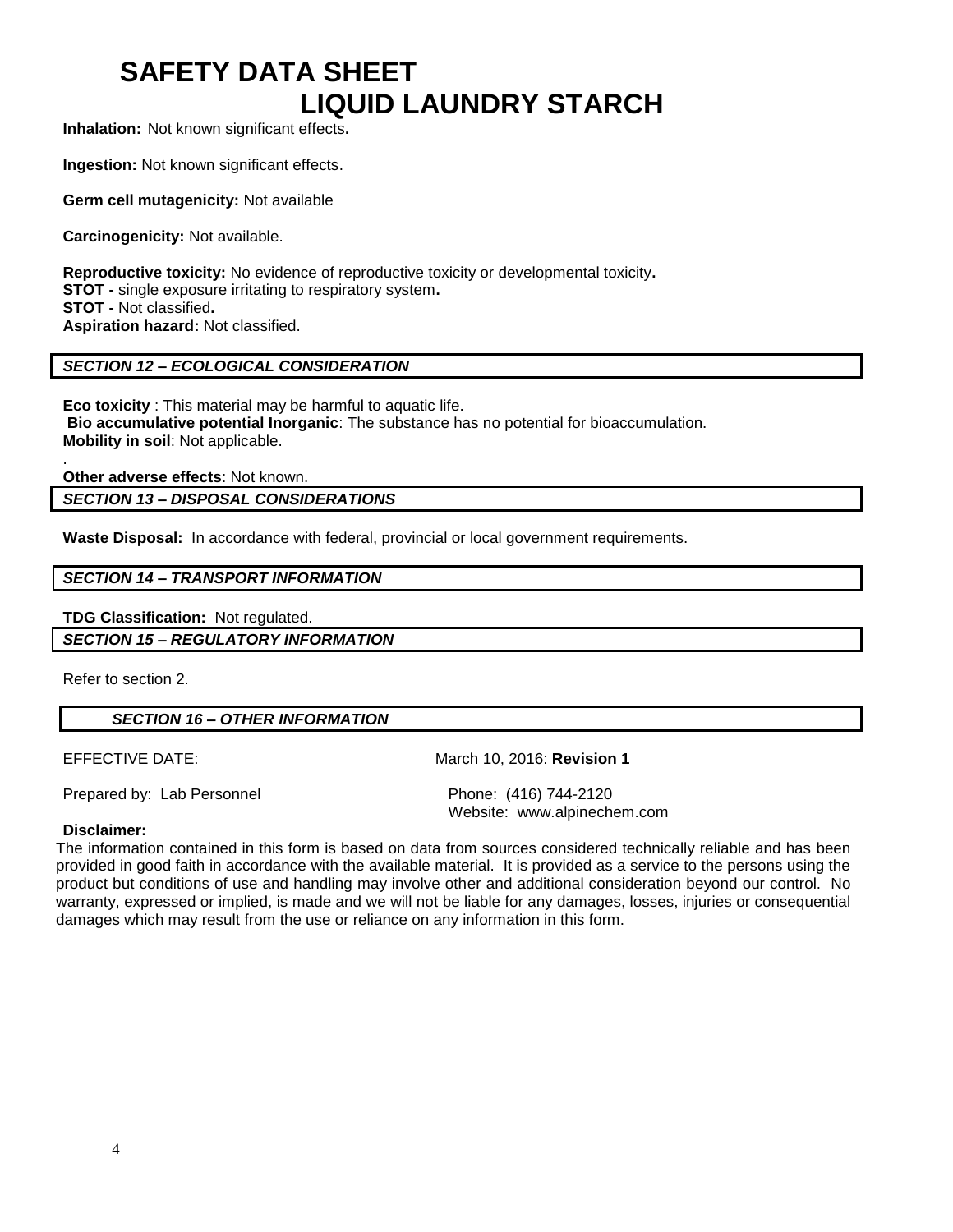# SAFETY DATA SHEET

# LIQUID LAUNDRY STARCH

**Inhalation:** Not known significant effects**.**

**Ingestion:** Not known significant effects.

**Germ cell mutagenicity:** Not available

**Carcinogenicity:** Not available.

**Reproductive toxicity:** No evidence of reproductive toxicity or developmental toxicity**.**
**STOT -** single exposure irritating to respiratory system**.**
**STOT -** Not classified**.**
**Aspiration hazard:** Not classified.

## *SECTION 12 – ECOLOGICAL CONSIDERATION*

**Eco toxicity** : This material may be harmful to aquatic life.
**Bio accumulative potential Inorganic**: The substance has no potential for bioaccumulation.
**Mobility in soil**: Not applicable.
.
**Other adverse effects**: Not known.

## *SECTION 13 – DISPOSAL CONSIDERATIONS*

**Waste Disposal:** In accordance with federal, provincial or local government requirements.

## *SECTION 14 – TRANSPORT INFORMATION*

**TDG Classification:** Not regulated.

## *SECTION 15 – REGULATORY INFORMATION*

Refer to section 2.

## *SECTION 16 – OTHER INFORMATION*

EFFECTIVE DATE: March 10, 2016: **Revision 1**

Prepared by: Lab Personnel

Phone: (416) 744-2120
Website: www.alpinechem.com

**Disclaimer:**
The information contained in this form is based on data from sources considered technically reliable and has been provided in good faith in accordance with the available material. It is provided as a service to the persons using the product but conditions of use and handling may involve other and additional consideration beyond our control. No warranty, expressed or implied, is made and we will not be liable for any damages, losses, injuries or consequential damages which may result from the use or reliance on any information in this form.